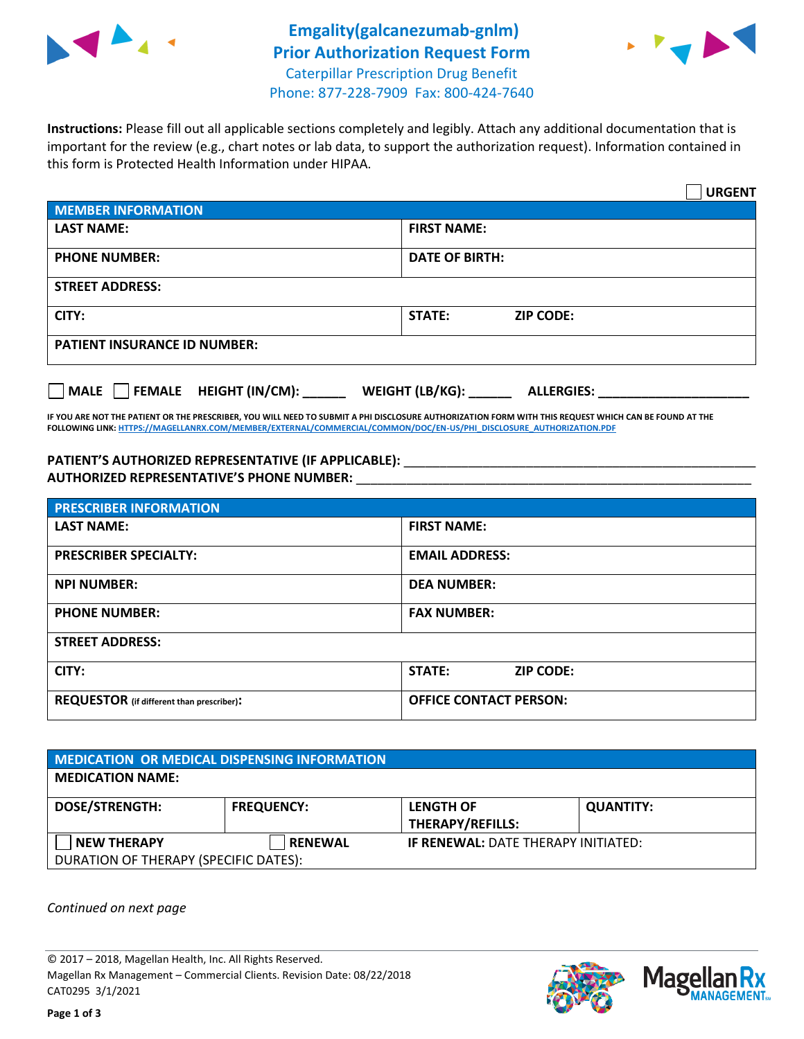# Emgality(galcanezumab-gnlm) Prior Authorization Request Form

Caterpillar Prescription Drug Benefit
Phone: 877-228-7909 Fax: 800-424-7640

**Instructions:** Please fill out all applicable sections completely and legibly. Attach any additional documentation that is important for the review (e.g., chart notes or lab data, to support the authorization request). Information contained in this form is Protected Health Information under HIPAA.

☐ **URGENT**

| **MEMBER INFORMATION** | |
|---|---|
| **LAST NAME:** | **FIRST NAME:** |
| **PHONE NUMBER:** | **DATE OF BIRTH:** |
| **STREET ADDRESS:** | |
| **CITY:** | **STATE:** **ZIP CODE:** |
| **PATIENT INSURANCE ID NUMBER:** | |

☐ **MALE** ☐ **FEMALE** **HEIGHT (IN/CM):** ______ **WEIGHT (LB/KG):** ______ **ALLERGIES:** ____________________

**IF YOU ARE NOT THE PATIENT OR THE PRESCRIBER, YOU WILL NEED TO SUBMIT A PHI DISCLOSURE AUTHORIZATION FORM WITH THIS REQUEST WHICH CAN BE FOUND AT THE FOLLOWING LINK:** HTTPS://MAGELLANRX.COM/MEMBER/EXTERNAL/COMMERCIAL/COMMON/DOC/EN-US/PHI_DISCLOSURE_AUTHORIZATION.PDF

**PATIENT'S AUTHORIZED REPRESENTATIVE (IF APPLICABLE):** ____________________________________________
**AUTHORIZED REPRESENTATIVE'S PHONE NUMBER:** ____________________________________________

| **PRESCRIBER INFORMATION** | |
|---|---|
| **LAST NAME:** | **FIRST NAME:** |
| **PRESCRIBER SPECIALTY:** | **EMAIL ADDRESS:** |
| **NPI NUMBER:** | **DEA NUMBER:** |
| **PHONE NUMBER:** | **FAX NUMBER:** |
| **STREET ADDRESS:** | |
| **CITY:** | **STATE:** **ZIP CODE:** |
| **REQUESTOR** (if different than prescriber)**:** | **OFFICE CONTACT PERSON:** |

| **MEDICATION OR MEDICAL DISPENSING INFORMATION** | | | |
|---|---|---|---|
| **MEDICATION NAME:** | | | |
| **DOSE/STRENGTH:** | **FREQUENCY:** | **LENGTH OF THERAPY/REFILLS:** | **QUANTITY:** |
| ☐ **NEW THERAPY** | ☐ **RENEWAL** | **IF RENEWAL:** DATE THERAPY INITIATED: | |
| DURATION OF THERAPY (SPECIFIC DATES): | | | |

*Continued on next page*

© 2017 – 2018, Magellan Health, Inc. All Rights Reserved.
Magellan Rx Management – Commercial Clients. Revision Date: 08/22/2018
CAT0295 3/1/2021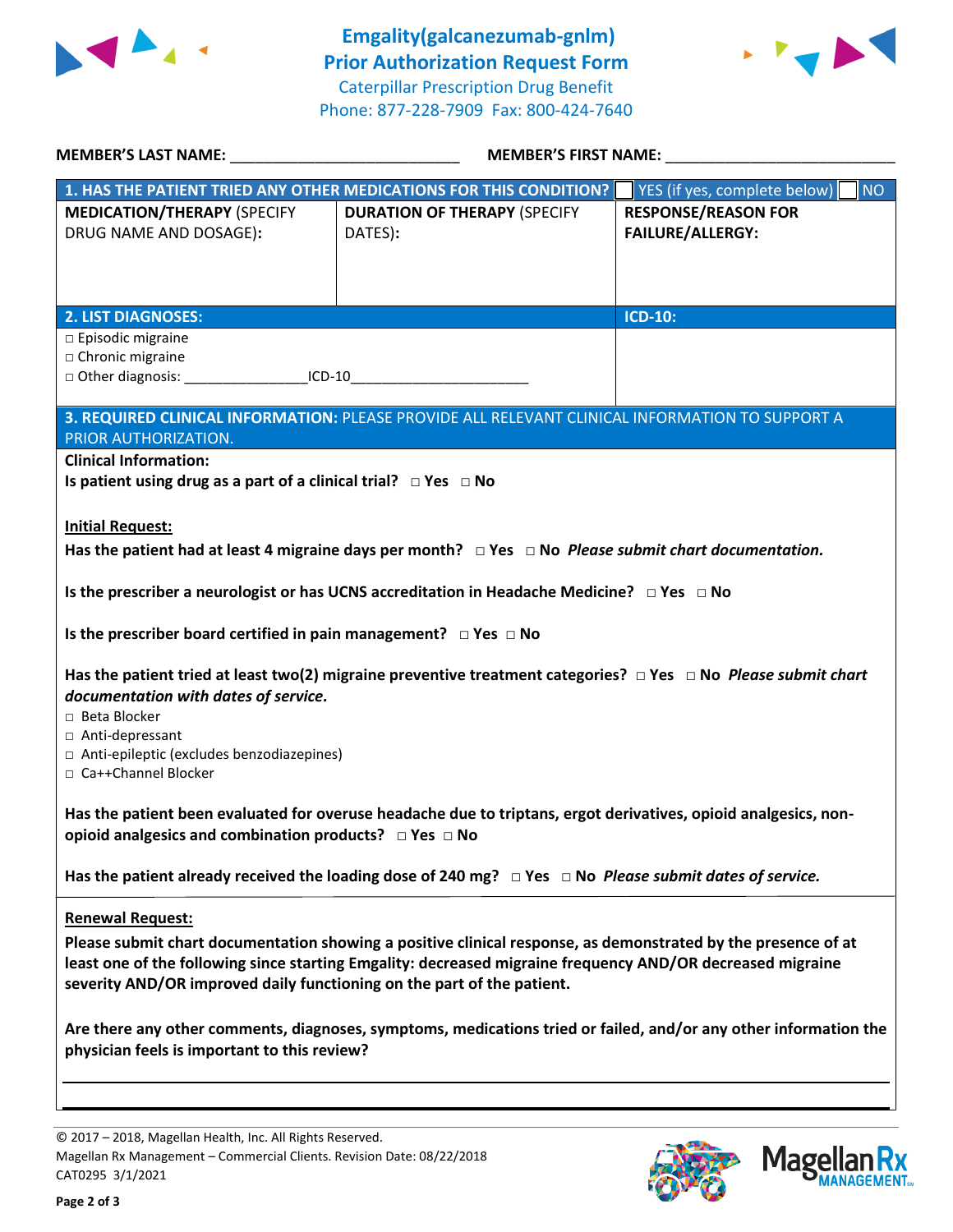# Emgality(galcanezumab-gnlm)
## Prior Authorization Request Form
Caterpillar Prescription Drug Benefit
Phone: 877-228-7909 Fax: 800-424-7640

**MEMBER'S LAST NAME:** ___________________________ **MEMBER'S FIRST NAME:** ___________________________

| **1. HAS THE PATIENT TRIED ANY OTHER MEDICATIONS FOR THIS CONDITION?** | | ☐ YES (if yes, complete below) ☐ NO |
|---|---|---|
| **MEDICATION/THERAPY** (SPECIFY DRUG NAME AND DOSAGE): | **DURATION OF THERAPY** (SPECIFY DATES): | **RESPONSE/REASON FOR FAILURE/ALLERGY:** |
| | | |

| **2. LIST DIAGNOSES:** | **ICD-10:** |
|---|---|
| □ Episodic migraine<br>□ Chronic migraine<br>□ Other diagnosis: _______________ICD-10______________________ | |

**3. REQUIRED CLINICAL INFORMATION:** PLEASE PROVIDE ALL RELEVANT CLINICAL INFORMATION TO SUPPORT A PRIOR AUTHORIZATION.

**Clinical Information:**

**Is patient using drug as a part of a clinical trial?** □ **Yes** □ **No**

**Initial Request:**

**Has the patient had at least 4 migraine days per month?** □ **Yes** □ **No** ***Please submit chart documentation.***

**Is the prescriber a neurologist or has UCNS accreditation in Headache Medicine?** □ **Yes** □ **No**

**Is the prescriber board certified in pain management?** □ **Yes** □ **No**

**Has the patient tried at least two(2) migraine preventive treatment categories?** □ **Yes** □ **No** ***Please submit chart documentation with dates of service.***

□ Beta Blocker
□ Anti-depressant
□ Anti-epileptic (excludes benzodiazepines)
□ Ca++Channel Blocker

**Has the patient been evaluated for overuse headache due to triptans, ergot derivatives, opioid analgesics, non-opioid analgesics and combination products?** □ **Yes** □ **No**

**Has the patient already received the loading dose of 240 mg?** □ **Yes** □ **No** ***Please submit dates of service.***

**Renewal Request:**

**Please submit chart documentation showing a positive clinical response, as demonstrated by the presence of at least one of the following since starting Emgality: decreased migraine frequency AND/OR decreased migraine severity AND/OR improved daily functioning on the part of the patient.**

**Are there any other comments, diagnoses, symptoms, medications tried or failed, and/or any other information the physician feels is important to this review?**

_______________________________________________________________________________

_______________________________________________________________________________

© 2017 – 2018, Magellan Health, Inc. All Rights Reserved.
Magellan Rx Management – Commercial Clients. Revision Date: 08/22/2018
CAT0295 3/1/2021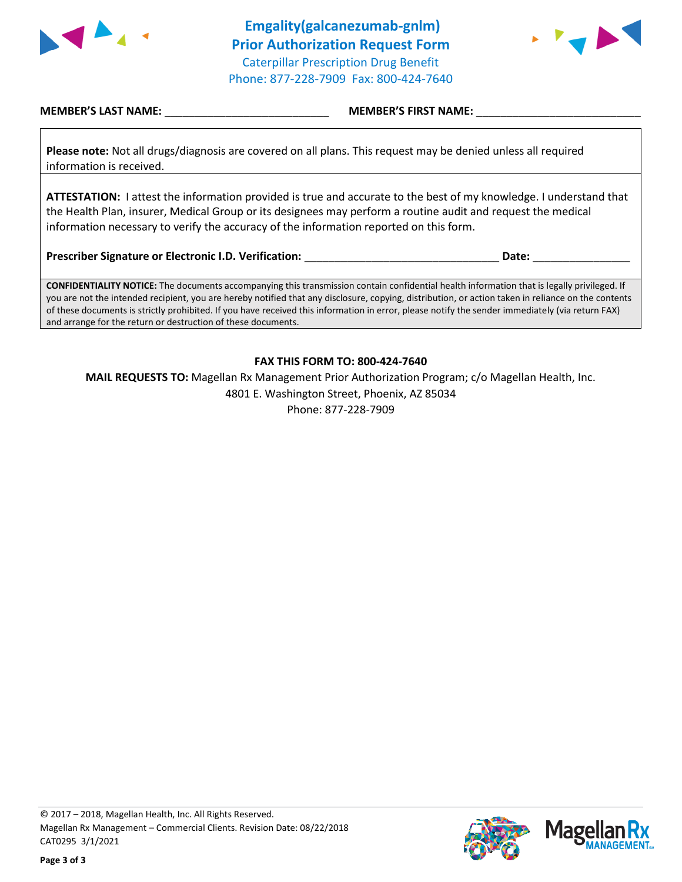# Emgality(galcanezumab-gnlm)
# Prior Authorization Request Form

Caterpillar Prescription Drug Benefit

Phone: 877-228-7909 Fax: 800-424-7640

**MEMBER'S LAST NAME:** ___________________________ **MEMBER'S FIRST NAME:** ___________________________

**Please note:** Not all drugs/diagnosis are covered on all plans. This request may be denied unless all required information is received.

**ATTESTATION:** I attest the information provided is true and accurate to the best of my knowledge. I understand that the Health Plan, insurer, Medical Group or its designees may perform a routine audit and request the medical information necessary to verify the accuracy of the information reported on this form.

**Prescriber Signature or Electronic I.D. Verification:** ________________________________ **Date:** ________________

**CONFIDENTIALITY NOTICE:** The documents accompanying this transmission contain confidential health information that is legally privileged. If you are not the intended recipient, you are hereby notified that any disclosure, copying, distribution, or action taken in reliance on the contents of these documents is strictly prohibited. If you have received this information in error, please notify the sender immediately (via return FAX) and arrange for the return or destruction of these documents.

**FAX THIS FORM TO: 800-424-7640**

**MAIL REQUESTS TO:** Magellan Rx Management Prior Authorization Program; c/o Magellan Health, Inc.
4801 E. Washington Street, Phoenix, AZ 85034
Phone: 877-228-7909

© 2017 – 2018, Magellan Health, Inc. All Rights Reserved.
Magellan Rx Management – Commercial Clients. Revision Date: 08/22/2018
CAT0295 3/1/2021